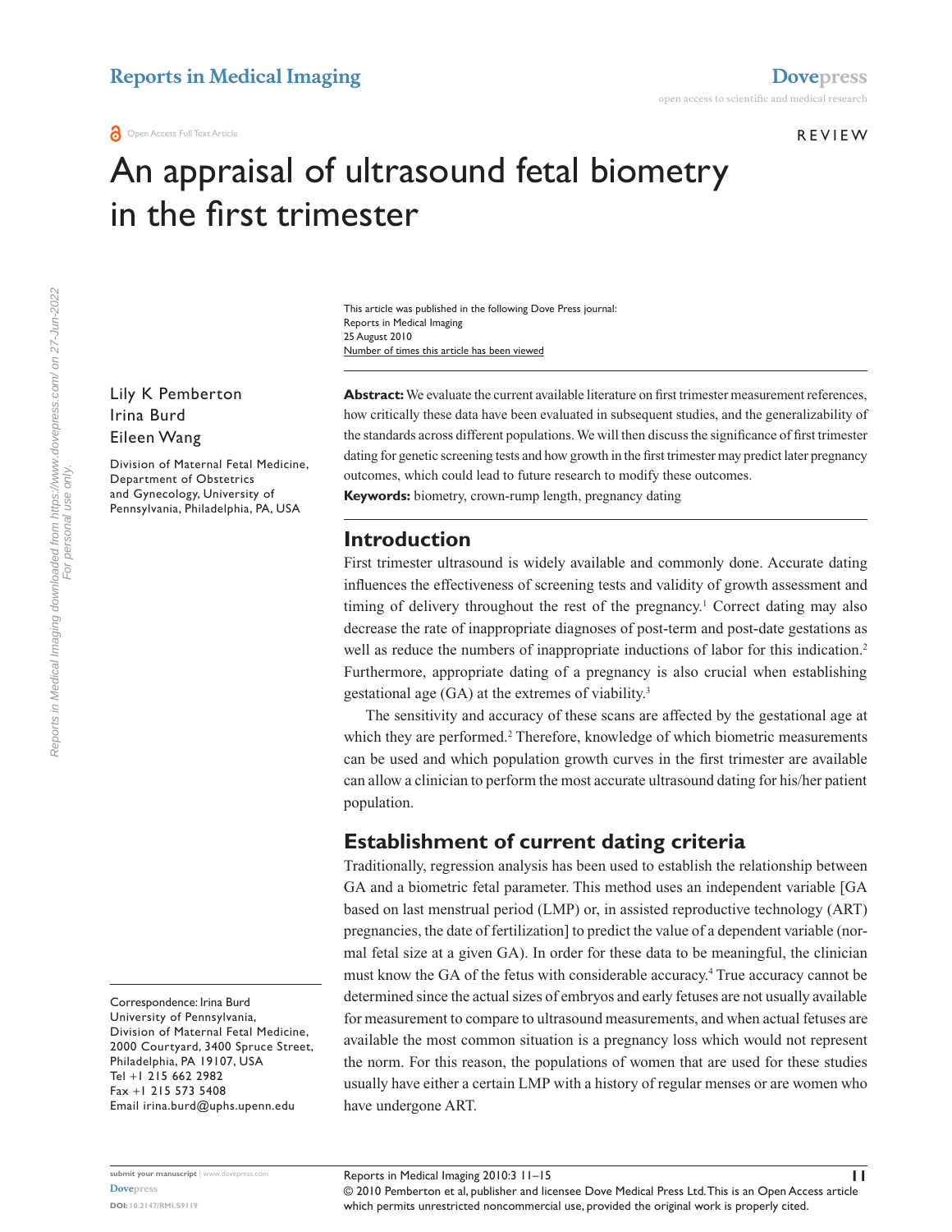Open Access Full Text Article

REVIEW

# An appraisal of ultrasound fetal biometry in the first trimester

This article was published in the following Dove Press journal:
Reports in Medical Imaging
25 August 2010
Number of times this article has been viewed

Lily K Pemberton
Irina Burd
Eileen Wang

Division of Maternal Fetal Medicine, Department of Obstetrics and Gynecology, University of Pennsylvania, Philadelphia, PA, USA

Correspondence: Irina Burd
University of Pennsylvania,
Division of Maternal Fetal Medicine,
2000 Courtyard, 3400 Spruce Street,
Philadelphia, PA 19107, USA
Tel +1 215 662 2982
Fax +1 215 573 5408
Email irina.burd@uphs.upenn.edu

**Abstract:** We evaluate the current available literature on first trimester measurement references, how critically these data have been evaluated in subsequent studies, and the generalizability of the standards across different populations. We will then discuss the significance of first trimester dating for genetic screening tests and how growth in the first trimester may predict later pregnancy outcomes, which could lead to future research to modify these outcomes.

**Keywords:** biometry, crown-rump length, pregnancy dating

## Introduction

First trimester ultrasound is widely available and commonly done. Accurate dating influences the effectiveness of screening tests and validity of growth assessment and timing of delivery throughout the rest of the pregnancy.[1] Correct dating may also decrease the rate of inappropriate diagnoses of post-term and post-date gestations as well as reduce the numbers of inappropriate inductions of labor for this indication.[2] Furthermore, appropriate dating of a pregnancy is also crucial when establishing gestational age (GA) at the extremes of viability.[3]

The sensitivity and accuracy of these scans are affected by the gestational age at which they are performed.[2] Therefore, knowledge of which biometric measurements can be used and which population growth curves in the first trimester are available can allow a clinician to perform the most accurate ultrasound dating for his/her patient population.

## Establishment of current dating criteria

Traditionally, regression analysis has been used to establish the relationship between GA and a biometric fetal parameter. This method uses an independent variable [GA based on last menstrual period (LMP) or, in assisted reproductive technology (ART) pregnancies, the date of fertilization] to predict the value of a dependent variable (normal fetal size at a given GA). In order for these data to be meaningful, the clinician must know the GA of the fetus with considerable accuracy.[4] True accuracy cannot be determined since the actual sizes of embryos and early fetuses are not usually available for measurement to compare to ultrasound measurements, and when actual fetuses are available the most common situation is a pregnancy loss which would not represent the norm. For this reason, the populations of women that are used for these studies usually have either a certain LMP with a history of regular menses or are women who have undergone ART.

© 2010 Pemberton et al, publisher and licensee Dove Medical Press Ltd. This is an Open Access article which permits unrestricted noncommercial use, provided the original work is properly cited.

DOI: 10.2147/RMI.S9119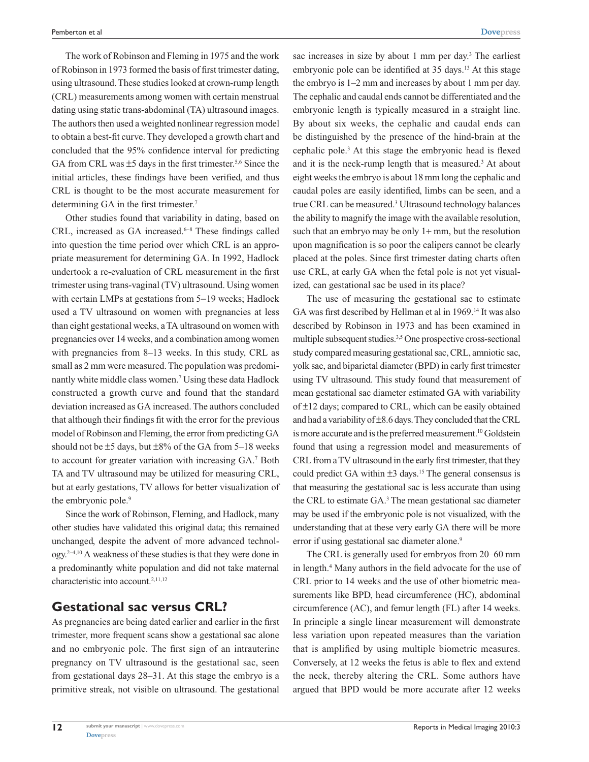The work of Robinson and Fleming in 1975 and the work of Robinson in 1973 formed the basis of first trimester dating, using ultrasound. These studies looked at crown-rump length (CRL) measurements among women with certain menstrual dating using static trans-abdominal (TA) ultrasound images. The authors then used a weighted nonlinear regression model to obtain a best-fit curve. They developed a growth chart and concluded that the 95% confidence interval for predicting GA from CRL was ±5 days in the first trimester.[5,6] Since the initial articles, these findings have been verified, and thus CRL is thought to be the most accurate measurement for determining GA in the first trimester.[7]

Other studies found that variability in dating, based on CRL, increased as GA increased.[6–8] These findings called into question the time period over which CRL is an appropriate measurement for determining GA. In 1992, Hadlock undertook a re-evaluation of CRL measurement in the first trimester using trans-vaginal (TV) ultrasound. Using women with certain LMPs at gestations from 5–19 weeks; Hadlock used a TV ultrasound on women with pregnancies at less than eight gestational weeks, a TA ultrasound on women with pregnancies over 14 weeks, and a combination among women with pregnancies from 8–13 weeks. In this study, CRL as small as 2 mm were measured. The population was predominantly white middle class women.[7] Using these data Hadlock constructed a growth curve and found that the standard deviation increased as GA increased. The authors concluded that although their findings fit with the error for the previous model of Robinson and Fleming, the error from predicting GA should not be ±5 days, but ±8% of the GA from 5–18 weeks to account for greater variation with increasing GA.[7] Both TA and TV ultrasound may be utilized for measuring CRL, but at early gestations, TV allows for better visualization of the embryonic pole.[9]

Since the work of Robinson, Fleming, and Hadlock, many other studies have validated this original data; this remained unchanged, despite the advent of more advanced technology.[2–4,10] A weakness of these studies is that they were done in a predominantly white population and did not take maternal characteristic into account.[2,11,12]

## Gestational sac versus CRL?

As pregnancies are being dated earlier and earlier in the first trimester, more frequent scans show a gestational sac alone and no embryonic pole. The first sign of an intrauterine pregnancy on TV ultrasound is the gestational sac, seen from gestational days 28–31. At this stage the embryo is a primitive streak, not visible on ultrasound. The gestational sac increases in size by about 1 mm per day.[3] The earliest embryonic pole can be identified at 35 days.[13] At this stage the embryo is 1–2 mm and increases by about 1 mm per day. The cephalic and caudal ends cannot be differentiated and the embryonic length is typically measured in a straight line. By about six weeks, the cephalic and caudal ends can be distinguished by the presence of the hind-brain at the cephalic pole.[3] At this stage the embryonic head is flexed and it is the neck-rump length that is measured.[3] At about eight weeks the embryo is about 18 mm long the cephalic and caudal poles are easily identified, limbs can be seen, and a true CRL can be measured.[3] Ultrasound technology balances the ability to magnify the image with the available resolution, such that an embryo may be only 1+ mm, but the resolution upon magnification is so poor the calipers cannot be clearly placed at the poles. Since first trimester dating charts often use CRL, at early GA when the fetal pole is not yet visualized, can gestational sac be used in its place?

The use of measuring the gestational sac to estimate GA was first described by Hellman et al in 1969.[14] It was also described by Robinson in 1973 and has been examined in multiple subsequent studies.[3,5] One prospective cross-sectional study compared measuring gestational sac, CRL, amniotic sac, yolk sac, and biparietal diameter (BPD) in early first trimester using TV ultrasound. This study found that measurement of mean gestational sac diameter estimated GA with variability of ±12 days; compared to CRL, which can be easily obtained and had a variability of ±8.6 days. They concluded that the CRL is more accurate and is the preferred measurement.[10] Goldstein found that using a regression model and measurements of CRL from a TV ultrasound in the early first trimester, that they could predict GA within ±3 days.[15] The general consensus is that measuring the gestational sac is less accurate than using the CRL to estimate GA.[3] The mean gestational sac diameter may be used if the embryonic pole is not visualized, with the understanding that at these very early GA there will be more error if using gestational sac diameter alone.[9]

The CRL is generally used for embryos from 20–60 mm in length.[4] Many authors in the field advocate for the use of CRL prior to 14 weeks and the use of other biometric measurements like BPD, head circumference (HC), abdominal circumference (AC), and femur length (FL) after 14 weeks. In principle a single linear measurement will demonstrate less variation upon repeated measures than the variation that is amplified by using multiple biometric measures. Conversely, at 12 weeks the fetus is able to flex and extend the neck, thereby altering the CRL. Some authors have argued that BPD would be more accurate after 12 weeks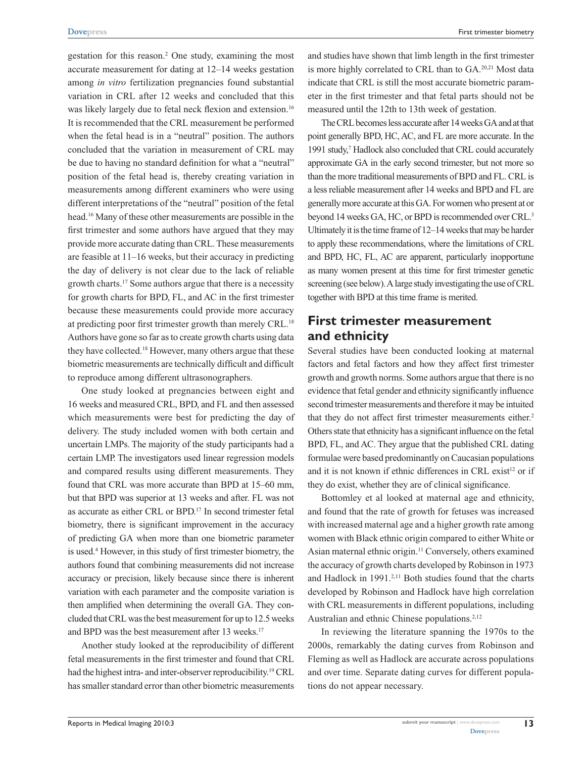gestation for this reason.[2] One study, examining the most accurate measurement for dating at 12–14 weeks gestation among *in vitro* fertilization pregnancies found substantial variation in CRL after 12 weeks and concluded that this was likely largely due to fetal neck flexion and extension.[16] It is recommended that the CRL measurement be performed when the fetal head is in a "neutral" position. The authors concluded that the variation in measurement of CRL may be due to having no standard definition for what a "neutral" position of the fetal head is, thereby creating variation in measurements among different examiners who were using different interpretations of the "neutral" position of the fetal head.[16] Many of these other measurements are possible in the first trimester and some authors have argued that they may provide more accurate dating than CRL. These measurements are feasible at 11–16 weeks, but their accuracy in predicting the day of delivery is not clear due to the lack of reliable growth charts.[17] Some authors argue that there is a necessity for growth charts for BPD, FL, and AC in the first trimester because these measurements could provide more accuracy at predicting poor first trimester growth than merely CRL.[18] Authors have gone so far as to create growth charts using data they have collected.[18] However, many others argue that these biometric measurements are technically difficult and difficult to reproduce among different ultrasonographers.

One study looked at pregnancies between eight and 16 weeks and measured CRL, BPD, and FL and then assessed which measurements were best for predicting the day of delivery. The study included women with both certain and uncertain LMPs. The majority of the study participants had a certain LMP. The investigators used linear regression models and compared results using different measurements. They found that CRL was more accurate than BPD at 15–60 mm, but that BPD was superior at 13 weeks and after. FL was not as accurate as either CRL or BPD.[17] In second trimester fetal biometry, there is significant improvement in the accuracy of predicting GA when more than one biometric parameter is used.[4] However, in this study of first trimester biometry, the authors found that combining measurements did not increase accuracy or precision, likely because since there is inherent variation with each parameter and the composite variation is then amplified when determining the overall GA. They concluded that CRL was the best measurement for up to 12.5 weeks and BPD was the best measurement after 13 weeks.[17]

Another study looked at the reproducibility of different fetal measurements in the first trimester and found that CRL had the highest intra- and inter-observer reproducibility.[19] CRL has smaller standard error than other biometric measurements and studies have shown that limb length in the first trimester is more highly correlated to CRL than to GA.[20,21] Most data indicate that CRL is still the most accurate biometric parameter in the first trimester and that fetal parts should not be measured until the 12th to 13th week of gestation.

The CRL becomes less accurate after 14 weeks GA and at that point generally BPD, HC, AC, and FL are more accurate. In the 1991 study,[7] Hadlock also concluded that CRL could accurately approximate GA in the early second trimester, but not more so than the more traditional measurements of BPD and FL. CRL is a less reliable measurement after 14 weeks and BPD and FL are generally more accurate at this GA. For women who present at or beyond 14 weeks GA, HC, or BPD is recommended over CRL.[3] Ultimately it is the time frame of 12–14 weeks that may be harder to apply these recommendations, where the limitations of CRL and BPD, HC, FL, AC are apparent, particularly inopportune as many women present at this time for first trimester genetic screening (see below). A large study investigating the use of CRL together with BPD at this time frame is merited.

## First trimester measurement and ethnicity

Several studies have been conducted looking at maternal factors and fetal factors and how they affect first trimester growth and growth norms. Some authors argue that there is no evidence that fetal gender and ethnicity significantly influence second trimester measurements and therefore it may be intuited that they do not affect first trimester measurements either.[2] Others state that ethnicity has a significant influence on the fetal BPD, FL, and AC. They argue that the published CRL dating formulae were based predominantly on Caucasian populations and it is not known if ethnic differences in CRL exist[12] or if they do exist, whether they are of clinical significance.

Bottomley et al looked at maternal age and ethnicity, and found that the rate of growth for fetuses was increased with increased maternal age and a higher growth rate among women with Black ethnic origin compared to either White or Asian maternal ethnic origin.[11] Conversely, others examined the accuracy of growth charts developed by Robinson in 1973 and Hadlock in 1991.[2,11] Both studies found that the charts developed by Robinson and Hadlock have high correlation with CRL measurements in different populations, including Australian and ethnic Chinese populations.[2,12]

In reviewing the literature spanning the 1970s to the 2000s, remarkably the dating curves from Robinson and Fleming as well as Hadlock are accurate across populations and over time. Separate dating curves for different populations do not appear necessary.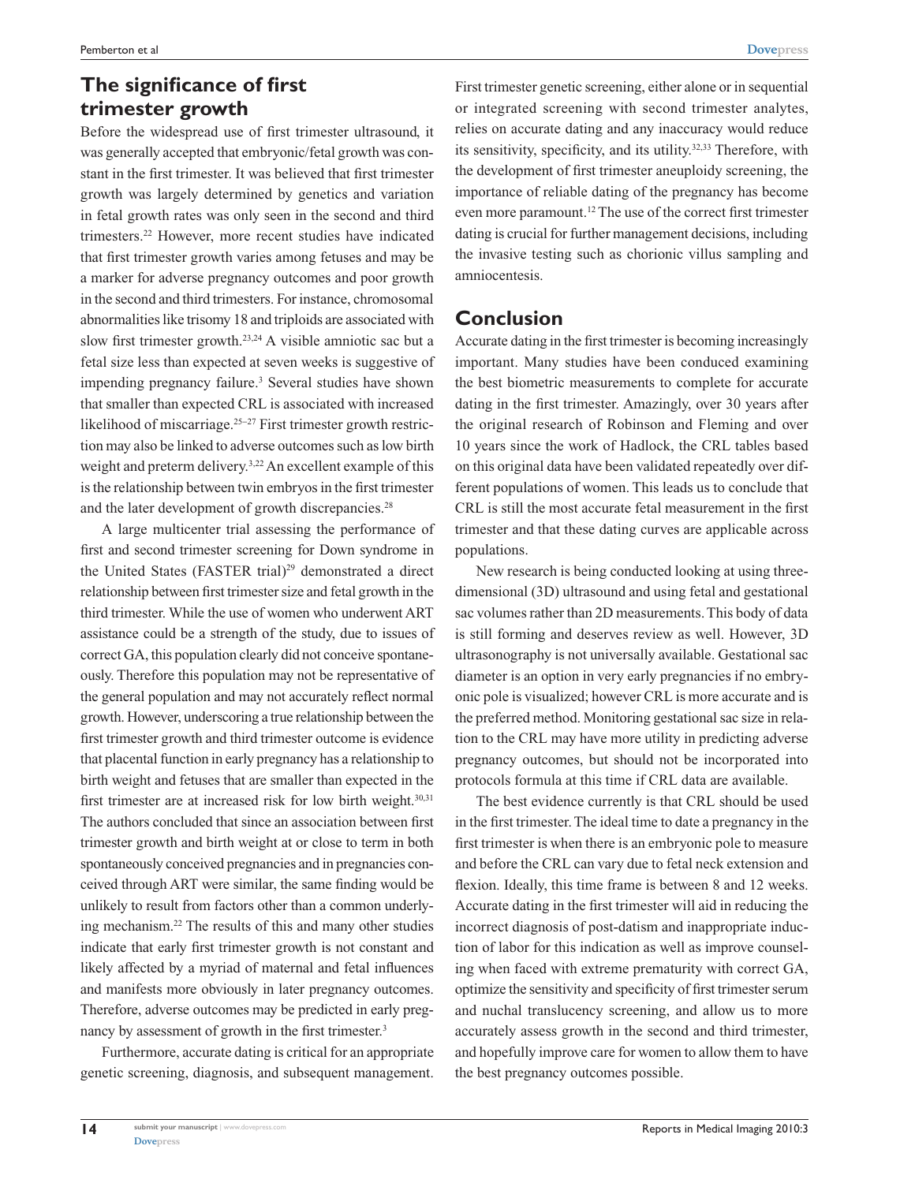## The significance of first trimester growth

Before the widespread use of first trimester ultrasound, it was generally accepted that embryonic/fetal growth was constant in the first trimester. It was believed that first trimester growth was largely determined by genetics and variation in fetal growth rates was only seen in the second and third trimesters.[22] However, more recent studies have indicated that first trimester growth varies among fetuses and may be a marker for adverse pregnancy outcomes and poor growth in the second and third trimesters. For instance, chromosomal abnormalities like trisomy 18 and triploids are associated with slow first trimester growth.[23,24] A visible amniotic sac but a fetal size less than expected at seven weeks is suggestive of impending pregnancy failure.[3] Several studies have shown that smaller than expected CRL is associated with increased likelihood of miscarriage.[25–27] First trimester growth restriction may also be linked to adverse outcomes such as low birth weight and preterm delivery.[3,22] An excellent example of this is the relationship between twin embryos in the first trimester and the later development of growth discrepancies.[28]

A large multicenter trial assessing the performance of first and second trimester screening for Down syndrome in the United States (FASTER trial)[29] demonstrated a direct relationship between first trimester size and fetal growth in the third trimester. While the use of women who underwent ART assistance could be a strength of the study, due to issues of correct GA, this population clearly did not conceive spontaneously. Therefore this population may not be representative of the general population and may not accurately reflect normal growth. However, underscoring a true relationship between the first trimester growth and third trimester outcome is evidence that placental function in early pregnancy has a relationship to birth weight and fetuses that are smaller than expected in the first trimester are at increased risk for low birth weight.[30,31] The authors concluded that since an association between first trimester growth and birth weight at or close to term in both spontaneously conceived pregnancies and in pregnancies conceived through ART were similar, the same finding would be unlikely to result from factors other than a common underlying mechanism.[22] The results of this and many other studies indicate that early first trimester growth is not constant and likely affected by a myriad of maternal and fetal influences and manifests more obviously in later pregnancy outcomes. Therefore, adverse outcomes may be predicted in early pregnancy by assessment of growth in the first trimester.[3]

Furthermore, accurate dating is critical for an appropriate genetic screening, diagnosis, and subsequent management. First trimester genetic screening, either alone or in sequential or integrated screening with second trimester analytes, relies on accurate dating and any inaccuracy would reduce its sensitivity, specificity, and its utility.[32,33] Therefore, with the development of first trimester aneuploidy screening, the importance of reliable dating of the pregnancy has become even more paramount.[12] The use of the correct first trimester dating is crucial for further management decisions, including the invasive testing such as chorionic villus sampling and amniocentesis.

## Conclusion

Accurate dating in the first trimester is becoming increasingly important. Many studies have been conduced examining the best biometric measurements to complete for accurate dating in the first trimester. Amazingly, over 30 years after the original research of Robinson and Fleming and over 10 years since the work of Hadlock, the CRL tables based on this original data have been validated repeatedly over different populations of women. This leads us to conclude that CRL is still the most accurate fetal measurement in the first trimester and that these dating curves are applicable across populations.

New research is being conducted looking at using three-dimensional (3D) ultrasound and using fetal and gestational sac volumes rather than 2D measurements. This body of data is still forming and deserves review as well. However, 3D ultrasonography is not universally available. Gestational sac diameter is an option in very early pregnancies if no embryonic pole is visualized; however CRL is more accurate and is the preferred method. Monitoring gestational sac size in relation to the CRL may have more utility in predicting adverse pregnancy outcomes, but should not be incorporated into protocols formula at this time if CRL data are available.

The best evidence currently is that CRL should be used in the first trimester. The ideal time to date a pregnancy in the first trimester is when there is an embryonic pole to measure and before the CRL can vary due to fetal neck extension and flexion. Ideally, this time frame is between 8 and 12 weeks. Accurate dating in the first trimester will aid in reducing the incorrect diagnosis of post-datism and inappropriate induction of labor for this indication as well as improve counseling when faced with extreme prematurity with correct GA, optimize the sensitivity and specificity of first trimester serum and nuchal translucency screening, and allow us to more accurately assess growth in the second and third trimester, and hopefully improve care for women to allow them to have the best pregnancy outcomes possible.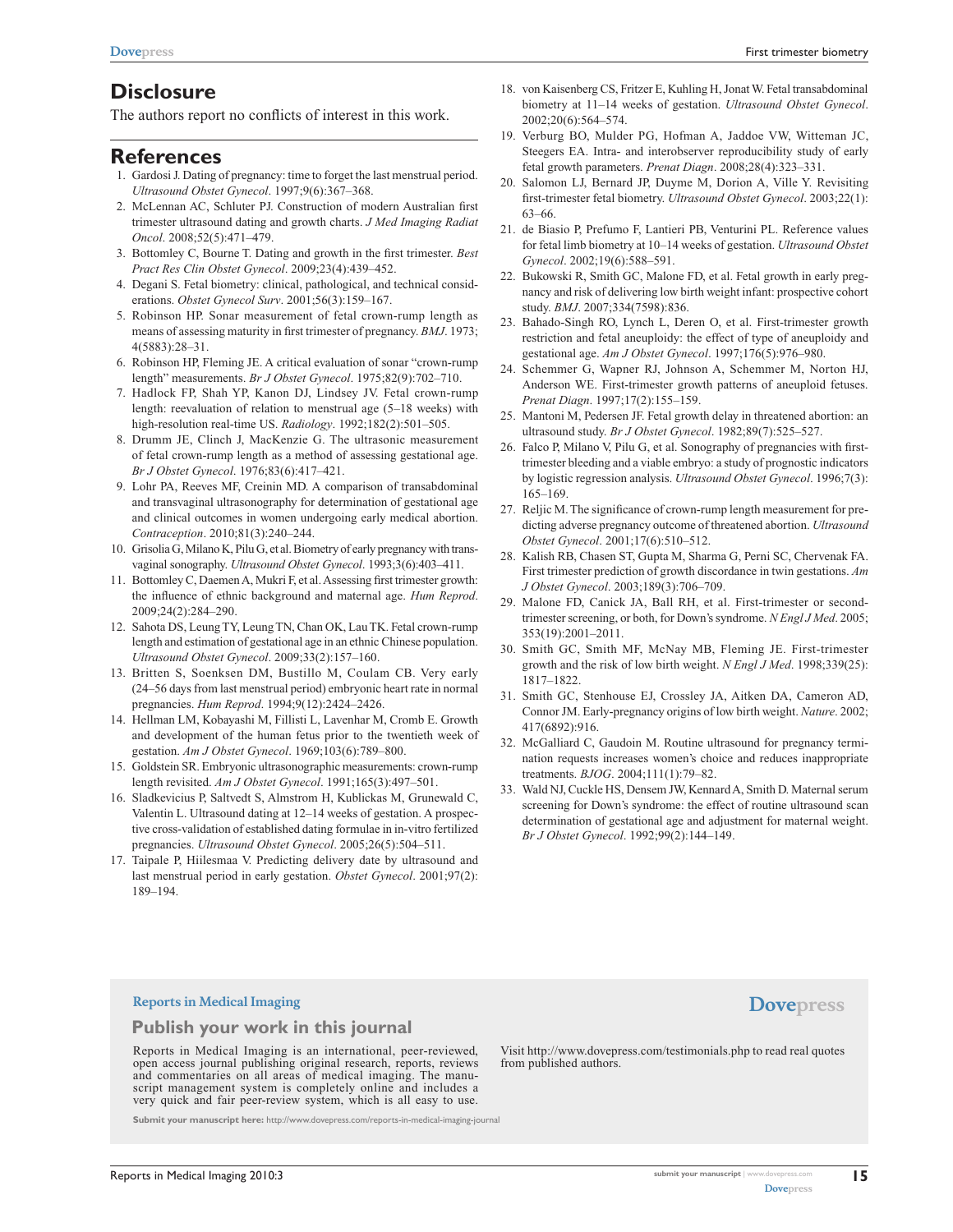## Disclosure

The authors report no conflicts of interest in this work.

## References

1. Gardosi J. Dating of pregnancy: time to forget the last menstrual period. *Ultrasound Obstet Gynecol*. 1997;9(6):367–368.
2. McLennan AC, Schluter PJ. Construction of modern Australian first trimester ultrasound dating and growth charts. *J Med Imaging Radiat Oncol*. 2008;52(5):471–479.
3. Bottomley C, Bourne T. Dating and growth in the first trimester. *Best Pract Res Clin Obstet Gynecol*. 2009;23(4):439–452.
4. Degani S. Fetal biometry: clinical, pathological, and technical considerations. *Obstet Gynecol Surv*. 2001;56(3):159–167.
5. Robinson HP. Sonar measurement of fetal crown-rump length as means of assessing maturity in first trimester of pregnancy. *BMJ*. 1973; 4(5883):28–31.
6. Robinson HP, Fleming JE. A critical evaluation of sonar "crown-rump length" measurements. *Br J Obstet Gynecol*. 1975;82(9):702–710.
7. Hadlock FP, Shah YP, Kanon DJ, Lindsey JV. Fetal crown-rump length: reevaluation of relation to menstrual age (5–18 weeks) with high-resolution real-time US. *Radiology*. 1992;182(2):501–505.
8. Drumm JE, Clinch J, MacKenzie G. The ultrasonic measurement of fetal crown-rump length as a method of assessing gestational age. *Br J Obstet Gynecol*. 1976;83(6):417–421.
9. Lohr PA, Reeves MF, Creinin MD. A comparison of transabdominal and transvaginal ultrasonography for determination of gestational age and clinical outcomes in women undergoing early medical abortion. *Contraception*. 2010;81(3):240–244.
10. Grisolia G, Milano K, Pilu G, et al. Biometry of early pregnancy with transvaginal sonography. *Ultrasound Obstet Gynecol*. 1993;3(6):403–411.
11. Bottomley C, Daemen A, Mukri F, et al. Assessing first trimester growth: the influence of ethnic background and maternal age. *Hum Reprod*. 2009;24(2):284–290.
12. Sahota DS, Leung TY, Leung TN, Chan OK, Lau TK. Fetal crown-rump length and estimation of gestational age in an ethnic Chinese population. *Ultrasound Obstet Gynecol*. 2009;33(2):157–160.
13. Britten S, Soenksen DM, Bustillo M, Coulam CB. Very early (24–56 days from last menstrual period) embryonic heart rate in normal pregnancies. *Hum Reprod*. 1994;9(12):2424–2426.
14. Hellman LM, Kobayashi M, Fillisti L, Lavenhar M, Cromb E. Growth and development of the human fetus prior to the twentieth week of gestation. *Am J Obstet Gynecol*. 1969;103(6):789–800.
15. Goldstein SR. Embryonic ultrasonographic measurements: crown-rump length revisited. *Am J Obstet Gynecol*. 1991;165(3):497–501.
16. Sladkevicius P, Saltvedt S, Almstrom H, Kublickas M, Grunewald C, Valentin L. Ultrasound dating at 12–14 weeks of gestation. A prospective cross-validation of established dating formulae in in-vitro fertilized pregnancies. *Ultrasound Obstet Gynecol*. 2005;26(5):504–511.
17. Taipale P, Hiilesmaa V. Predicting delivery date by ultrasound and last menstrual period in early gestation. *Obstet Gynecol*. 2001;97(2): 189–194.
18. von Kaisenberg CS, Fritzer E, Kuhling H, Jonat W. Fetal transabdominal biometry at 11–14 weeks of gestation. *Ultrasound Obstet Gynecol*. 2002;20(6):564–574.
19. Verburg BO, Mulder PG, Hofman A, Jaddoe VW, Witteman JC, Steegers EA. Intra- and interobserver reproducibility study of early fetal growth parameters. *Prenat Diagn*. 2008;28(4):323–331.
20. Salomon LJ, Bernard JP, Duyme M, Dorion A, Ville Y. Revisiting first-trimester fetal biometry. *Ultrasound Obstet Gynecol*. 2003;22(1): 63–66.
21. de Biasio P, Prefumo F, Lantieri PB, Venturini PL. Reference values for fetal limb biometry at 10–14 weeks of gestation. *Ultrasound Obstet Gynecol*. 2002;19(6):588–591.
22. Bukowski R, Smith GC, Malone FD, et al. Fetal growth in early pregnancy and risk of delivering low birth weight infant: prospective cohort study. *BMJ*. 2007;334(7598):836.
23. Bahado-Singh RO, Lynch L, Deren O, et al. First-trimester growth restriction and fetal aneuploidy: the effect of type of aneuploidy and gestational age. *Am J Obstet Gynecol*. 1997;176(5):976–980.
24. Schemmer G, Wapner RJ, Johnson A, Schemmer M, Norton HJ, Anderson WE. First-trimester growth patterns of aneuploid fetuses. *Prenat Diagn*. 1997;17(2):155–159.
25. Mantoni M, Pedersen JF. Fetal growth delay in threatened abortion: an ultrasound study. *Br J Obstet Gynecol*. 1982;89(7):525–527.
26. Falco P, Milano V, Pilu G, et al. Sonography of pregnancies with first-trimester bleeding and a viable embryo: a study of prognostic indicators by logistic regression analysis. *Ultrasound Obstet Gynecol*. 1996;7(3): 165–169.
27. Reljic M. The significance of crown-rump length measurement for predicting adverse pregnancy outcome of threatened abortion. *Ultrasound Obstet Gynecol*. 2001;17(6):510–512.
28. Kalish RB, Chasen ST, Gupta M, Sharma G, Perni SC, Chervenak FA. First trimester prediction of growth discordance in twin gestations. *Am J Obstet Gynecol*. 2003;189(3):706–709.
29. Malone FD, Canick JA, Ball RH, et al. First-trimester or second-trimester screening, or both, for Down's syndrome. *N Engl J Med*. 2005; 353(19):2001–2011.
30. Smith GC, Smith MF, McNay MB, Fleming JE. First-trimester growth and the risk of low birth weight. *N Engl J Med*. 1998;339(25): 1817–1822.
31. Smith GC, Stenhouse EJ, Crossley JA, Aitken DA, Cameron AD, Connor JM. Early-pregnancy origins of low birth weight. *Nature*. 2002; 417(6892):916.
32. McGalliard C, Gaudoin M. Routine ultrasound for pregnancy termination requests increases women's choice and reduces inappropriate treatments. *BJOG*. 2004;111(1):79–82.
33. Wald NJ, Cuckle HS, Densem JW, Kennard A, Smith D. Maternal serum screening for Down's syndrome: the effect of routine ultrasound scan determination of gestational age and adjustment for maternal weight. *Br J Obstet Gynecol*. 1992;99(2):144–149.

**Reports in Medical Imaging**

**Dovepress**

### Publish your work in this journal

Reports in Medical Imaging is an international, peer-reviewed, open access journal publishing original research, reports, reviews and commentaries on all areas of medical imaging. The manuscript management system is completely online and includes a very quick and fair peer-review system, which is all easy to use.

Visit http://www.dovepress.com/testimonials.php to read real quotes from published authors.

**Submit your manuscript here:** http://www.dovepress.com/reports-in-medical-imaging-journal